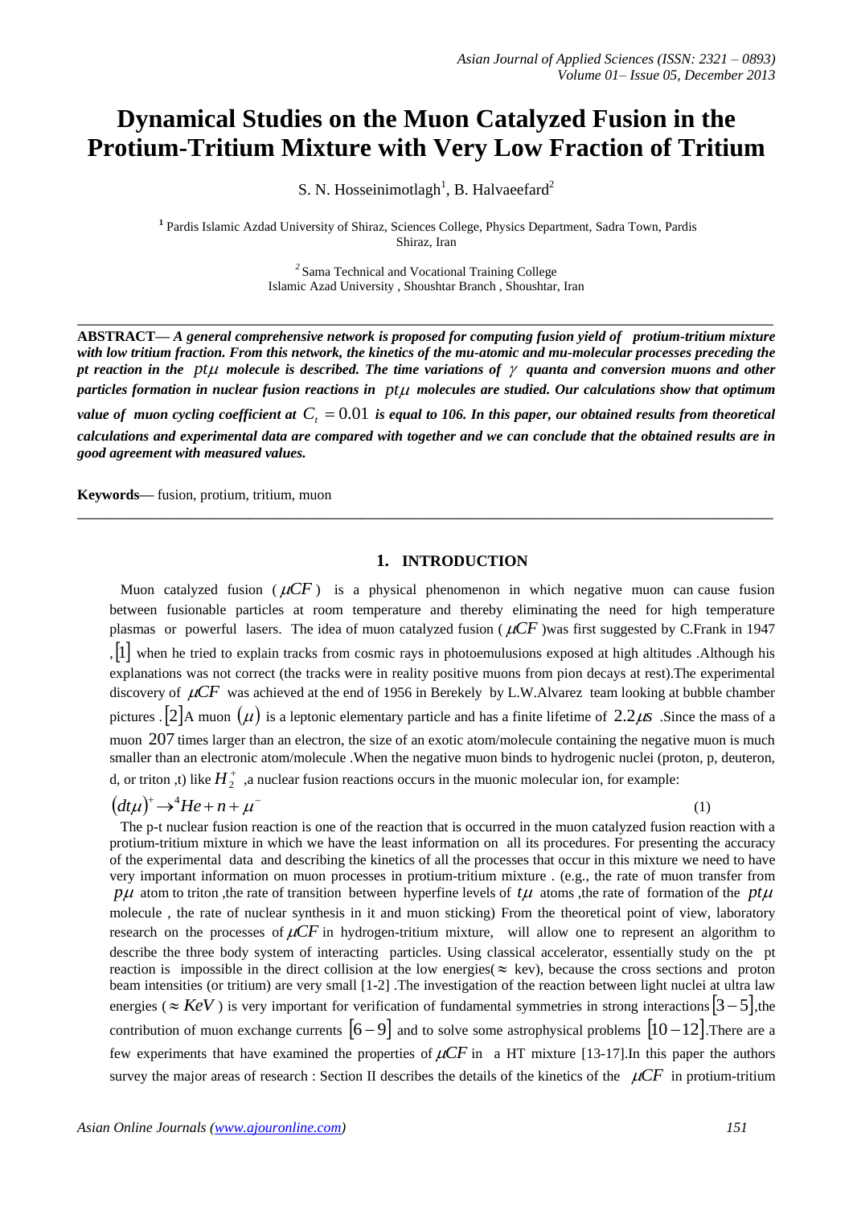# Dynamical Studies on the Muon Catalyzed Fusion in the Protium-Tritium Mixture with Very Low Fraction of Tritium

S. N. Hosseinimotlagh[1], B. Halvaeefard[2]

[1] Pardis Islamic Azdad University of Shiraz, Sciences College, Physics Department, Sadra Town, Pardis Shiraz, Iran

[2] Sama Technical and Vocational Training College Islamic Azad University , Shoushtar Branch , Shoushtar, Iran

---

**ABSTRACT—** ***A general comprehensive network is proposed for computing fusion yield of protium-tritium mixture with low tritium fraction. From this network, the kinetics of the mu-atomic and mu-molecular processes preceding the pt reaction in the $pt\mu$ molecule is described. The time variations of $\gamma$ quanta and conversion muons and other particles formation in nuclear fusion reactions in $pt\mu$ molecules are studied. Our calculations show that optimum value of muon cycling coefficient at $C_t = 0.01$ is equal to 106. In this paper, our obtained results from theoretical calculations and experimental data are compared with together and we can conclude that the obtained results are in good agreement with measured values.***

**Keywords—** fusion, protium, tritium, muon

---

## 1. INTRODUCTION

Muon catalyzed fusion ( $\mu CF$ ) is a physical phenomenon in which negative muon can cause fusion between fusionable particles at room temperature and thereby eliminating the need for high temperature plasmas or powerful lasers. The idea of muon catalyzed fusion ( $\mu CF$ )was first suggested by C.Frank in 1947 ,[1] when he tried to explain tracks from cosmic rays in photoemulusions exposed at high altitudes .Although his explanations was not correct (the tracks were in reality positive muons from pion decays at rest).The experimental discovery of $\mu CF$ was achieved at the end of 1956 in Berekely by L.W.Alvarez team looking at bubble chamber pictures .[2]A muon $(\mu)$ is a leptonic elementary particle and has a finite lifetime of $2.2\mu s$ .Since the mass of a muon 207 times larger than an electron, the size of an exotic atom/molecule containing the negative muon is much smaller than an electronic atom/molecule .When the negative muon binds to hydrogenic nuclei (proton, p, deuteron, d, or triton ,t) like $H_2^+$ ,a nuclear fusion reactions occurs in the muonic molecular ion, for example:

$$(dt\mu)^+ \rightarrow {}^4He + n + \mu^- \qquad (1)$$

The p-t nuclear fusion reaction is one of the reaction that is occurred in the muon catalyzed fusion reaction with a protium-tritium mixture in which we have the least information on all its procedures. For presenting the accuracy of the experimental data and describing the kinetics of all the processes that occur in this mixture we need to have very important information on muon processes in protium-tritium mixture . (e.g., the rate of muon transfer from $p\mu$ atom to triton ,the rate of transition between hyperfine levels of $t\mu$ atoms ,the rate of formation of the $pt\mu$ molecule , the rate of nuclear synthesis in it and muon sticking) From the theoretical point of view, laboratory research on the processes of $\mu CF$ in hydrogen-tritium mixture, will allow one to represent an algorithm to describe the three body system of interacting particles. Using classical accelerator, essentially study on the pt reaction is impossible in the direct collision at the low energies( $\approx$ kev), because the cross sections and proton beam intensities (or tritium) are very small [1-2] .The investigation of the reaction between light nuclei at ultra law energies ( $\approx KeV$ ) is very important for verification of fundamental symmetries in strong interactions $[3-5]$,the contribution of muon exchange currents $[6-9]$ and to solve some astrophysical problems $[10-12]$.There are a few experiments that have examined the properties of $\mu CF$ in a HT mixture [13-17].In this paper the authors survey the major areas of research : Section II describes the details of the kinetics of the $\mu CF$ in protium-tritium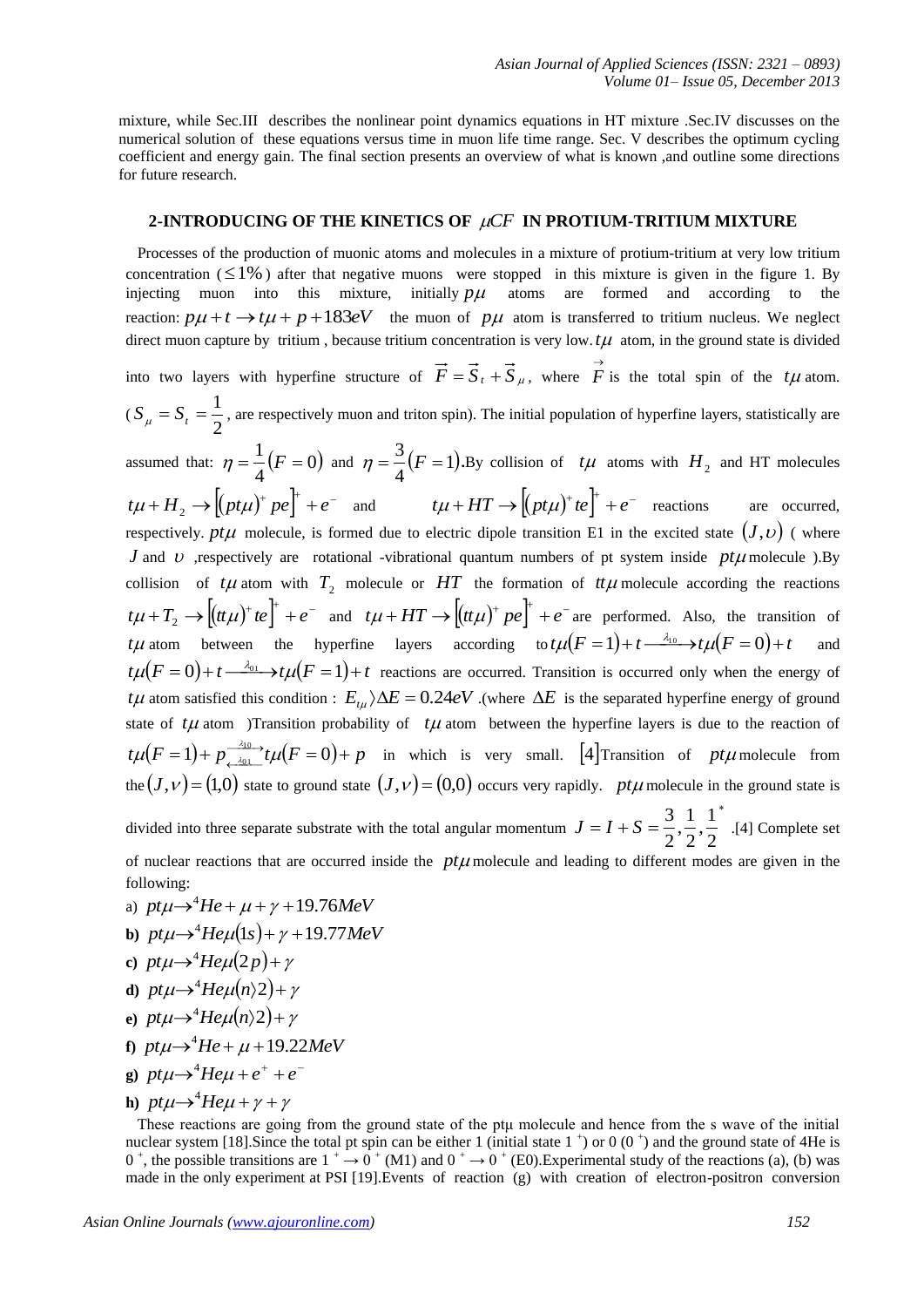mixture, while Sec.III describes the nonlinear point dynamics equations in HT mixture .Sec.IV discusses on the numerical solution of these equations versus time in muon life time range. Sec. V describes the optimum cycling coefficient and energy gain. The final section presents an overview of what is known ,and outline some directions for future research.

## 2-INTRODUCING OF THE KINETICS OF $\mu CF$ IN PROTIUM-TRITIUM MIXTURE

Processes of the production of muonic atoms and molecules in a mixture of protium-tritium at very low tritium concentration ($\leq 1\%$) after that negative muons were stopped in this mixture is given in the figure 1. By injecting muon into this mixture, initially $p\mu$ atoms are formed and according to the reaction: $p\mu + t \rightarrow t\mu + p + 183eV$ the muon of $p\mu$ atom is transferred to tritium nucleus. We neglect direct muon capture by tritium , because tritium concentration is very low. $t\mu$ atom, in the ground state is divided into two layers with hyperfine structure of $\vec{F} = \vec{S}_t + \vec{S}_\mu$, where $\vec{F}$ is the total spin of the $t\mu$ atom. ($S_\mu = S_t = \frac{1}{2}$, are respectively muon and triton spin). The initial population of hyperfine layers, statistically are assumed that: $\eta = \frac{1}{4}(F=0)$ and $\eta = \frac{3}{4}(F=1)$.By collision of $t\mu$ atoms with $H_2$ and HT molecules $t\mu + H_2 \rightarrow \left[(pt\mu)^+ pe\right]^+ + e^-$ and $t\mu + HT \rightarrow \left[(pt\mu)^+ te\right]^+ + e^-$ reactions are occurred, respectively. $pt\mu$ molecule, is formed due to electric dipole transition E1 in the excited state $(J,\upsilon)$ ( where $J$ and $\upsilon$ ,respectively are rotational -vibrational quantum numbers of pt system inside $pt\mu$ molecule ).By collision of $t\mu$ atom with $T_2$ molecule or $HT$ the formation of $tt\mu$ molecule according the reactions $t\mu + T_2 \rightarrow \left[(tt\mu)^+ te\right]^+ + e^-$ and $t\mu + HT \rightarrow \left[(tt\mu)^+ pe\right]^+ + e^-$ are performed. Also, the transition of $t\mu$ atom between the hyperfine layers according to $t\mu(F=1) + t \xrightarrow{\lambda_{10}} t\mu(F=0) + t$ and $t\mu(F=0) + t \xrightarrow{\lambda_{01}} t\mu(F=1) + t$ reactions are occurred. Transition is occurred only when the energy of $t\mu$ atom satisfied this condition : $E_{t\mu} \rangle \Delta E = 0.24eV$ .(where $\Delta E$ is the separated hyperfine energy of ground state of $t\mu$ atom )Transition probability of $t\mu$ atom between the hyperfine layers is due to the reaction of $t\mu(F=1) + p \underset{\lambda_{01}}{\overset{\lambda_{10}}{\rightleftarrows}} t\mu(F=0) + p$ in which is very small. [4]Transition of $pt\mu$ molecule from the $(J,\nu) = (1,0)$ state to ground state $(J,\nu) = (0,0)$ occurs very rapidly. $pt\mu$ molecule in the ground state is divided into three separate substrate with the total angular momentum $J = I + S = \frac{3}{2}, \frac{1}{2}, \frac{1}{2}^*$ .[4] Complete set of nuclear reactions that are occurred inside the $pt\mu$ molecule and leading to different modes are given in the following:

a) $pt\mu \rightarrow {}^4He + \mu + \gamma + 19.76MeV$

**b)** $pt\mu \rightarrow {}^4He\mu(1s) + \gamma + 19.77MeV$

**c)** $pt\mu \rightarrow {}^4He\mu(2p) + \gamma$

**d)** $pt\mu \rightarrow {}^4He\mu(n \rangle 2) + \gamma$

**e)** $pt\mu \rightarrow {}^4He\mu(n \rangle 2) + \gamma$

**f)** $pt\mu \rightarrow {}^4He + \mu + 19.22MeV$

**g)** $pt\mu \rightarrow {}^4He\mu + e^+ + e^-$

**h)** $pt\mu \rightarrow {}^4He\mu + \gamma + \gamma$

These reactions are going from the ground state of the ptμ molecule and hence from the s wave of the initial nuclear system [18].Since the total pt spin can be either 1 (initial state $1^+$) or 0 ($0^+$) and the ground state of 4He is $0^+$, the possible transitions are $1^+ \rightarrow 0^+$ (M1) and $0^+ \rightarrow 0^+$ (E0).Experimental study of the reactions (a), (b) was made in the only experiment at PSI [19].Events of reaction (g) with creation of electron-positron conversion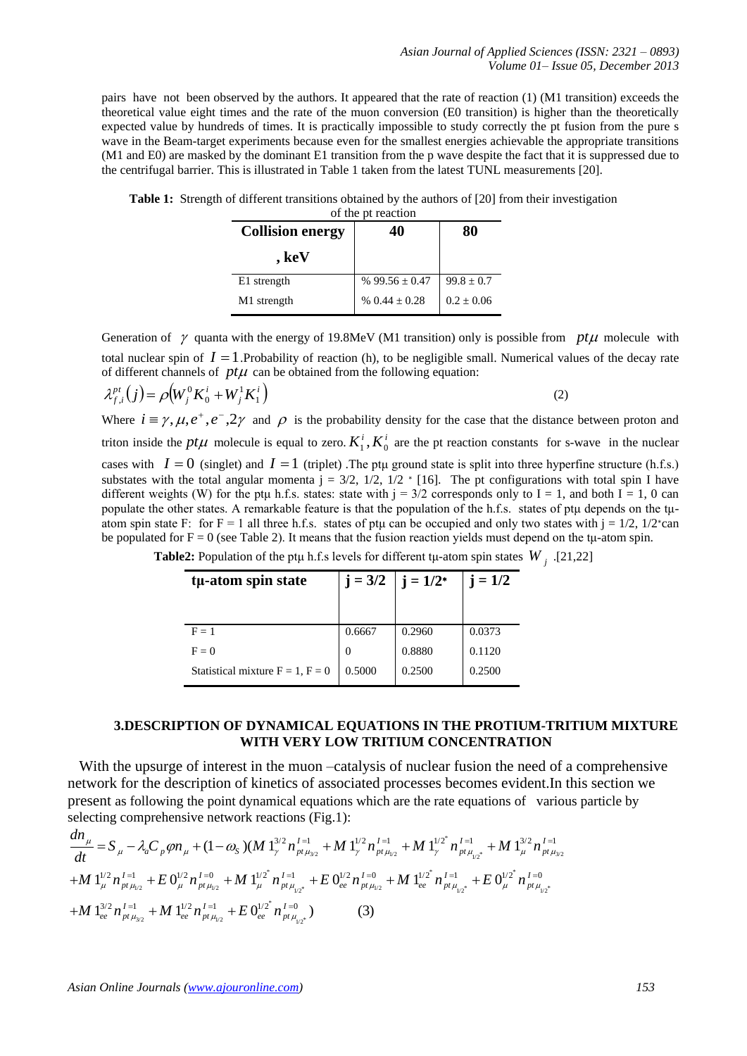pairs have not been observed by the authors. It appeared that the rate of reaction (1) (M1 transition) exceeds the theoretical value eight times and the rate of the muon conversion (E0 transition) is higher than the theoretically expected value by hundreds of times. It is practically impossible to study correctly the pt fusion from the pure s wave in the Beam-target experiments because even for the smallest energies achievable the appropriate transitions (M1 and E0) are masked by the dominant E1 transition from the p wave despite the fact that it is suppressed due to the centrifugal barrier. This is illustrated in Table 1 taken from the latest TUNL measurements [20].

**Table 1:** Strength of different transitions obtained by the authors of [20] from their investigation of the pt reaction

| **Collision energy , keV** | **40** | **80** |
|---|---|---|
| E1 strength | % 99.56 ± 0.47 | 99.8 ± 0.7 |
| M1 strength | % 0.44 ± 0.28 | 0.2 ± 0.06 |

Generation of $\gamma$ quanta with the energy of 19.8MeV (M1 transition) only is possible from $pt\mu$ molecule with total nuclear spin of $I=1$.Probability of reaction (h), to be negligible small. Numerical values of the decay rate of different channels of $pt\mu$ can be obtained from the following equation:

$$\lambda_{f,i}^{pt}(j)=\rho\left(W_j^0 K_0^i + W_j^1 K_1^i\right) \tag{2}$$

Where $i \equiv \gamma, \mu, e^+, e^-, 2\gamma$ and $\rho$ is the probability density for the case that the distance between proton and triton inside the $pt\mu$ molecule is equal to zero. $K_1^i, K_0^i$ are the pt reaction constants for s-wave in the nuclear cases with $I=0$ (singlet) and $I=1$ (triplet) .The ptμ ground state is split into three hyperfine structure (h.f.s.) substates with the total angular momenta j = 3/2, 1/2, 1/2 * [16]. The pt configurations with total spin I have different weights (W) for the ptμ h.f.s. states: state with j = 3/2 corresponds only to I = 1, and both I = 1, 0 can populate the other states. A remarkable feature is that the population of the h.f.s. states of ptμ depends on the tμ-atom spin state F: for F = 1 all three h.f.s. states of ptμ can be occupied and only two states with j = 1/2, 1/2*can be populated for F = 0 (see Table 2). It means that the fusion reaction yields must depend on the tμ-atom spin.

**Table2:** Population of the ptμ h.f.s levels for different tμ-atom spin states $W_j$ .[21,22]

| **tμ-atom spin state** | **j = 3/2** | **j = 1/2*** | **j = 1/2** |
|---|---|---|---|
| F = 1 | 0.6667 | 0.2960 | 0.0373 |
| F = 0 | 0 | 0.8880 | 0.1120 |
| Statistical mixture F = 1, F = 0 | 0.5000 | 0.2500 | 0.2500 |

## 3.DESCRIPTION OF DYNAMICAL EQUATIONS IN THE PROTIUM-TRITIUM MIXTURE WITH VERY LOW TRITIUM CONCENTRATION

With the upsurge of interest in the muon –catalysis of nuclear fusion the need of a comprehensive network for the description of kinetics of associated processes becomes evident.In this section we present as following the point dynamical equations which are the rate equations of various particle by selecting comprehensive network reactions (Fig.1):

$$\begin{aligned}\frac{dn_\mu}{dt} &= S_\mu - \lambda_a C_p \varphi n_\mu + (1-\omega_S)(M\,1_\gamma^{3/2} n_{pt\mu_{3/2}}^{I=1} + M\,1_\gamma^{1/2} n_{pt\mu_{1/2}}^{I=1} + M\,1_\gamma^{1/2^*} n_{pt\mu_{1/2^*}}^{I=1} + M\,1_\mu^{3/2} n_{pt\mu_{3/2}}^{I=1} \\ &+ M\,1_\mu^{1/2} n_{pt\mu_{1/2}}^{I=1} + E\,0_\mu^{1/2} n_{pt\mu_{1/2}}^{I=0} + M\,1_\mu^{1/2^*} n_{pt\mu_{1/2^*}}^{I=1} + E\,0_{ee}^{1/2} n_{pt\mu_{1/2}}^{I=0} + M\,1_{ee}^{1/2^*} n_{pt\mu_{1/2^*}}^{I=1} + E\,0_\mu^{1/2^*} n_{pt\mu_{1/2^*}}^{I=0} \\ &+ M\,1_{ee}^{3/2} n_{pt\mu_{3/2}}^{I=1} + M\,1_{ee}^{1/2} n_{pt\mu_{1/2}}^{I=1} + E\,0_{ee}^{1/2^*} n_{pt\mu_{1/2^*}}^{I=0})\end{aligned} \tag{3}$$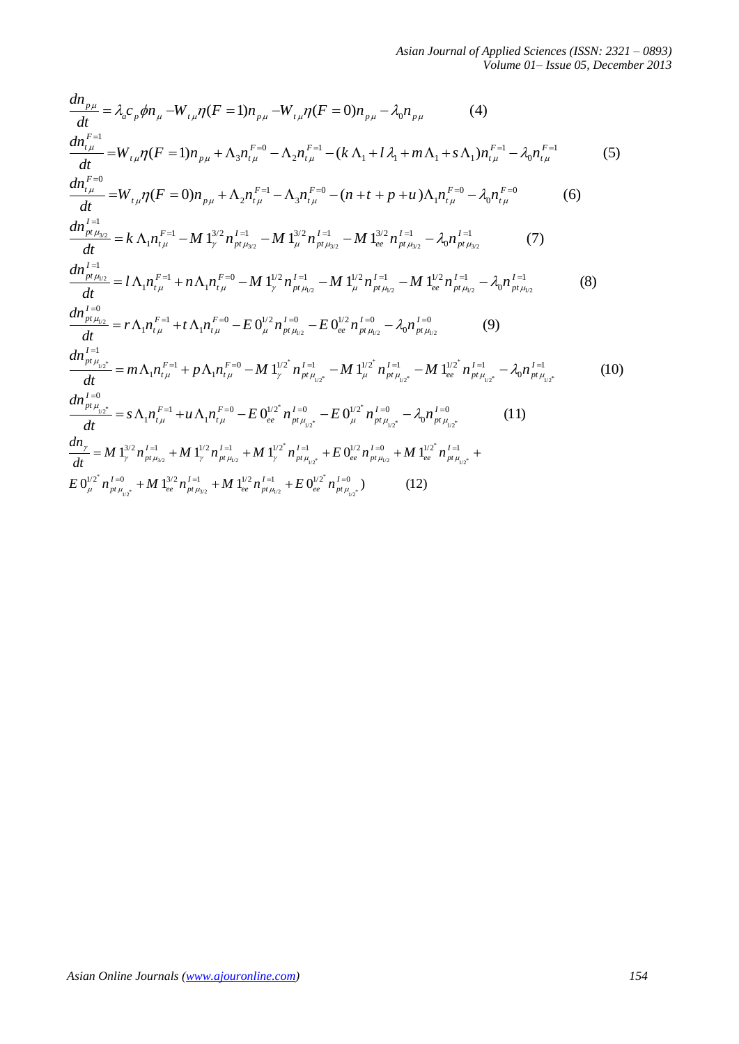$$\frac{dn_{p\mu}}{dt} = \lambda_a c_p \phi n_\mu - W_{t\mu}\eta(F=1)n_{p\mu} - W_{t\mu}\eta(F=0)n_{p\mu} - \lambda_0 n_{p\mu} \qquad (4)$$

$$\frac{dn_{t\mu}^{F=1}}{dt} = W_{t\mu}\eta(F=1)n_{p\mu} + \Lambda_3 n_{t\mu}^{F=0} - \Lambda_2 n_{t\mu}^{F=1} - (k\,\Lambda_1 + l\,\lambda_1 + m\,\Lambda_1 + s\,\Lambda_1)n_{t\mu}^{F=1} - \lambda_0 n_{t\mu}^{F=1} \qquad (5)$$

$$\frac{dn_{t\mu}^{F=0}}{dt} = W_{t\mu}\eta(F=0)n_{p\mu} + \Lambda_2 n_{t\mu}^{F=1} - \Lambda_3 n_{t\mu}^{F=0} - (n+t+p+u)\Lambda_1 n_{t\mu}^{F=0} - \lambda_0 n_{t\mu}^{F=0} \qquad (6)$$

$$\frac{dn_{pt\mu_{3/2}}^{I=1}}{dt} = k\,\Lambda_1 n_{t\mu}^{F=1} - M\,1_\gamma^{3/2} n_{pt\mu_{3/2}}^{I=1} - M\,1_\mu^{3/2} n_{pt\mu_{3/2}}^{I=1} - M\,1_{ee}^{3/2} n_{pt\mu_{3/2}}^{I=1} - \lambda_0 n_{pt\mu_{3/2}}^{I=1} \qquad (7)$$

$$\frac{dn_{pt\mu_{1/2}}^{I=1}}{dt} = l\,\Lambda_1 n_{t\mu}^{F=1} + n\Lambda_1 n_{t\mu}^{F=0} - M\,1_\gamma^{1/2} n_{pt\mu_{1/2}}^{I=1} - M\,1_\mu^{1/2} n_{pt\mu_{1/2}}^{I=1} - M\,1_{ee}^{1/2} n_{pt\mu_{1/2}}^{I=1} - \lambda_0 n_{pt\mu_{1/2}}^{I=1} \qquad (8)$$

$$\frac{dn_{pt\mu_{1/2}}^{I=0}}{dt} = r\Lambda_1 n_{t\mu}^{F=1} + t\,\Lambda_1 n_{t\mu}^{F=0} - E\,0_\mu^{1/2} n_{pt\mu_{1/2}}^{I=0} - E\,0_{ee}^{1/2} n_{pt\mu_{1/2}}^{I=0} - \lambda_0 n_{pt\mu_{1/2}}^{I=0} \qquad (9)$$

$$\frac{dn_{pt\mu_{1/2^*}}^{I=1}}{dt} = m\Lambda_1 n_{t\mu}^{F=1} + p\,\Lambda_1 n_{t\mu}^{F=0} - M\,1_\gamma^{1/2^*} n_{pt\mu_{1/2^*}}^{I=1} - M\,1_\mu^{1/2^*} n_{pt\mu_{1/2^*}}^{I=1} - M\,1_{ee}^{1/2^*} n_{pt\mu_{1/2^*}}^{I=1} - \lambda_0 n_{pt\mu_{1/2^*}}^{I=1} \qquad (10)$$

$$\frac{dn_{pt\mu_{1/2^*}}^{I=0}}{dt} = s\,\Lambda_1 n_{t\mu}^{F=1} + u\,\Lambda_1 n_{t\mu}^{F=0} - E\,0_{ee}^{1/2^*} n_{pt\mu_{1/2^*}}^{I=0} - E\,0_\mu^{1/2^*} n_{pt\mu_{1/2^*}}^{I=0} - \lambda_0 n_{pt\mu_{1/2^*}}^{I=0} \qquad (11)$$

$$\frac{dn_\gamma}{dt} = M\,1_\gamma^{3/2} n_{pt\mu_{3/2}}^{I=1} + M\,1_\gamma^{1/2} n_{pt\mu_{1/2}}^{I=1} + M\,1_\gamma^{1/2^*} n_{pt\mu_{1/2^*}}^{I=1} + E\,0_{ee}^{1/2} n_{pt\mu_{1/2}}^{I=0} + M\,1_{ee}^{1/2^*} n_{pt\mu_{1/2^*}}^{I=1} +$$
$$E\,0_\mu^{1/2^*} n_{pt\mu_{1/2^*}}^{I=0} + M\,1_{ee}^{3/2} n_{pt\mu_{3/2}}^{I=1} + M\,1_{ee}^{1/2} n_{pt\mu_{1/2}}^{I=1} + E\,0_{ee}^{1/2^*} n_{pt\mu_{1/2^*}}^{I=0}) \qquad (12)$$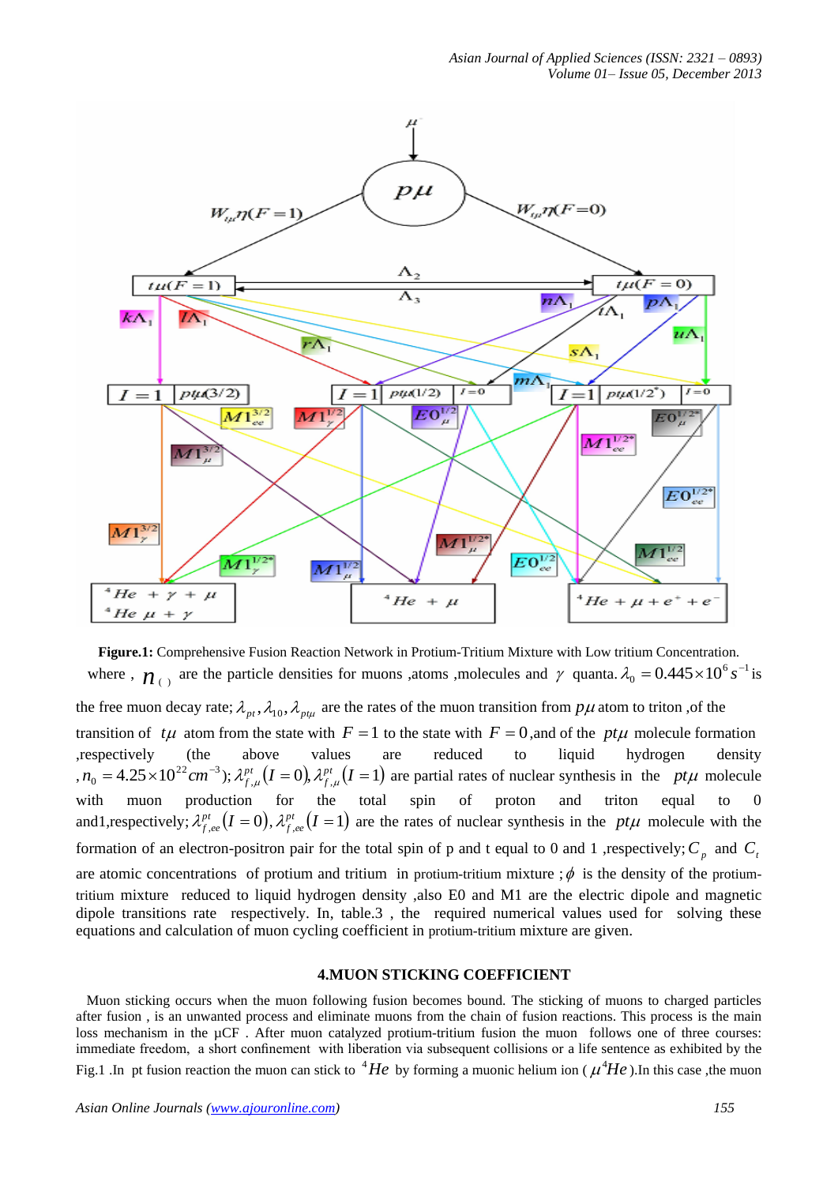**Figure.1:** Comprehensive Fusion Reaction Network in Protium-Tritium Mixture with Low tritium Concentration. where , $n_{( )}$ are the particle densities for muons ,atoms ,molecules and $\gamma$ quanta. $\lambda_0 = 0.445\times10^6 s^{-1}$ is the free muon decay rate; $\lambda_{pt}, \lambda_{10}, \lambda_{pt\mu}$ are the rates of the muon transition from $p\mu$ atom to triton ,of the transition of $t\mu$ atom from the state with $F=1$ to the state with $F=0$ ,and of the $pt\mu$ molecule formation ,respectively (the above values are reduced to liquid hydrogen density ,$n_0 = 4.25\times10^{22} cm^{-3}$); $\lambda_{f,\mu}^{pt}(I=0), \lambda_{f,\mu}^{pt}(I=1)$ are partial rates of nuclear synthesis in the $pt\mu$ molecule with muon production for the total spin of proton and triton equal to 0 and1,respectively; $\lambda_{f,ee}^{pt}(I=0), \lambda_{f,ee}^{pt}(I=1)$ are the rates of nuclear synthesis in the $pt\mu$ molecule with the formation of an electron-positron pair for the total spin of p and t equal to 0 and 1 ,respectively; $C_p$ and $C_t$ are atomic concentrations of protium and tritium in protium-tritium mixture ; $\phi$ is the density of the protium-tritium mixture reduced to liquid hydrogen density ,also E0 and M1 are the electric dipole and magnetic dipole transitions rate respectively. In, table.3 , the required numerical values used for solving these equations and calculation of muon cycling coefficient in protium-tritium mixture are given.

## 4.MUON STICKING COEFFICIENT

Muon sticking occurs when the muon following fusion becomes bound. The sticking of muons to charged particles after fusion , is an unwanted process and eliminate muons from the chain of fusion reactions. This process is the main loss mechanism in the µCF . After muon catalyzed protium-tritium fusion the muon follows one of three courses: immediate freedom, a short confinement with liberation via subsequent collisions or a life sentence as exhibited by the Fig.1 .In pt fusion reaction the muon can stick to $^4He$ by forming a muonic helium ion ( $\mu^4He$ ).In this case ,the muon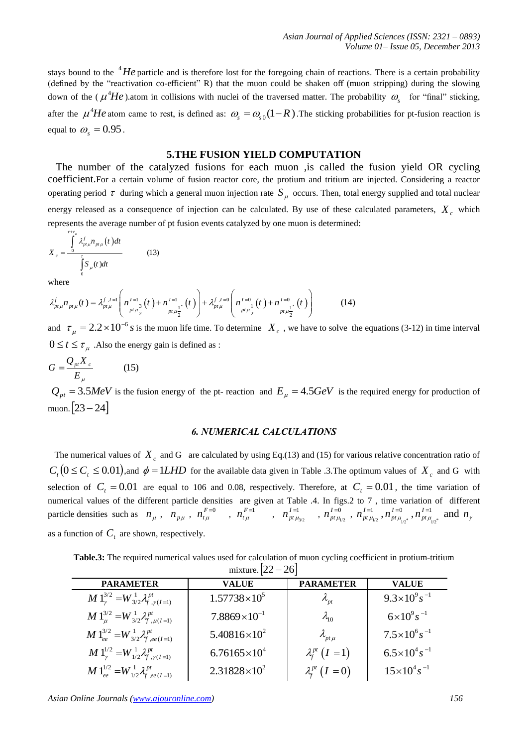stays bound to the $^{4}He$ particle and is therefore lost for the foregoing chain of reactions. There is a certain probability (defined by the "reactivation co-efficient" R) that the muon could be shaken off (muon stripping) during the slowing down of the ($\mu^{4}He$).atom in collisions with nuclei of the traversed matter. The probability $\omega_s$ for "final" sticking, after the $\mu^{4}He$ atom came to rest, is defined as: $\omega_s = \omega_{s0}(1-R)$.The sticking probabilities for pt-fusion reaction is equal to $\omega_s = 0.95$.

## 5.THE FUSION YIELD COMPUTATION

The number of the catalyzed fusions for each muon ,is called the fusion yield OR cycling coefficient.For a certain volume of fusion reactor core, the protium and tritium are injected. Considering a reactor operating period $\tau$ during which a general muon injection rate $S_\mu$ occurs. Then, total energy supplied and total nuclear energy released as a consequence of injection can be calculated. By use of these calculated parameters, $X_c$ which represents the average number of pt fusion events catalyzed by one muon is determined:

$$X_c = \frac{\int_0^{\tau+\tau_\mu} \lambda^f_{pt\mu} n_{pt\mu}(t)dt}{\int_0^{\tau} S_\mu(t)dt} \qquad (13)$$

where

$$\lambda^f_{pt\mu} n_{pt\mu}(t) = \lambda^{f,I=1}_{pt\mu}\left(n^{I=1}_{pt\mu_{\frac{3}{2}}}(t) + n^{I=1}_{pt\mu_{\frac{1}{2}}^*}(t)\right) + \lambda^{f,I=0}_{pt\mu}\left(n^{I=0}_{pt\mu_{\frac{1}{2}}}(t) + n^{I=0}_{pt\mu_{\frac{1}{2}}^*}(t)\right) \qquad (14)$$

and $\tau_\mu = 2.2\times10^{-6}\, s$ is the muon life time. To determine $X_c$ , we have to solve the equations (3-12) in time interval $0 \le t \le \tau_\mu$ .Also the energy gain is defined as :

$$G = \frac{Q_{pt} X_c}{E_\mu} \qquad (15)$$

$Q_{pt} = 3.5MeV$ is the fusion energy of the pt- reaction and $E_\mu = 4.5GeV$ is the required energy for production of muon. [23 − 24]

### *6. NUMERICAL CALCULATIONS*

The numerical values of $X_c$ and G are calculated by using Eq.(13) and (15) for various relative concentration ratio of $C_t\,(0 \le C_t \le 0.01)$,and $\phi = 1LHD$ for the available data given in Table .3.The optimum values of $X_c$ and G with selection of $C_t = 0.01$ are equal to 106 and 0.08, respectively. Therefore, at $C_t = 0.01$, the time variation of numerical values of the different particle densities are given at Table .4. In figs.2 to 7 , time variation of different particle densities such as $n_\mu$ , $n_{p\mu}$ , $n^{F=0}_{t\mu}$ , $n^{F=1}_{t\mu}$ , $n^{I=1}_{pt\mu_{3/2}}$ , $n^{I=0}_{pt\mu_{1/2}}$ , $n^{I=1}_{pt\mu_{1/2}}$ , $n^{I=0}_{pt\mu_{1/2^*}}$ , $n^{I=1}_{pt\mu_{1/2^*}}$ and $n_\gamma$ as a function of $C_t$ are shown, respectively.

**Table.3:** The required numerical values used for calculation of muon cycling coefficient in protium-tritium mixture. [22 − 26]

| PARAMETER | VALUE | PARAMETER | VALUE |
|---|---|---|---|
| $M1^{3/2}_{\gamma} = W^{1}_{3/2}\lambda^{pt}_{f,\gamma(I=1)}$ | $1.57738\times10^{5}$ | $\lambda_{pt}$ | $9.3\times10^{9}s^{-1}$ |
| $M1^{3/2}_{\mu} = W^{1}_{3/2}\lambda^{pt}_{f,\mu(I=1)}$ | $7.8869\times10^{-1}$ | $\lambda_{10}$ | $6\times10^{9}s^{-1}$ |
| $M1^{3/2}_{ee} = W^{1}_{3/2}\lambda^{pt}_{f,ee(I=1)}$ | $5.40816\times10^{2}$ | $\lambda_{pt\mu}$ | $7.5\times10^{6}s^{-1}$ |
| $M1^{1/2}_{\gamma} = W^{1}_{1/2}\lambda^{pt}_{f,\gamma(I=1)}$ | $6.76165\times10^{4}$ | $\lambda^{pt}_{f}(I=1)$ | $6.5\times10^{4}s^{-1}$ |
| $M1^{1/2}_{ee} = W^{1}_{1/2}\lambda^{pt}_{f,ee(I=1)}$ | $2.31828\times10^{2}$ | $\lambda^{pt}_{f}(I=0)$ | $15\times10^{4}s^{-1}$ |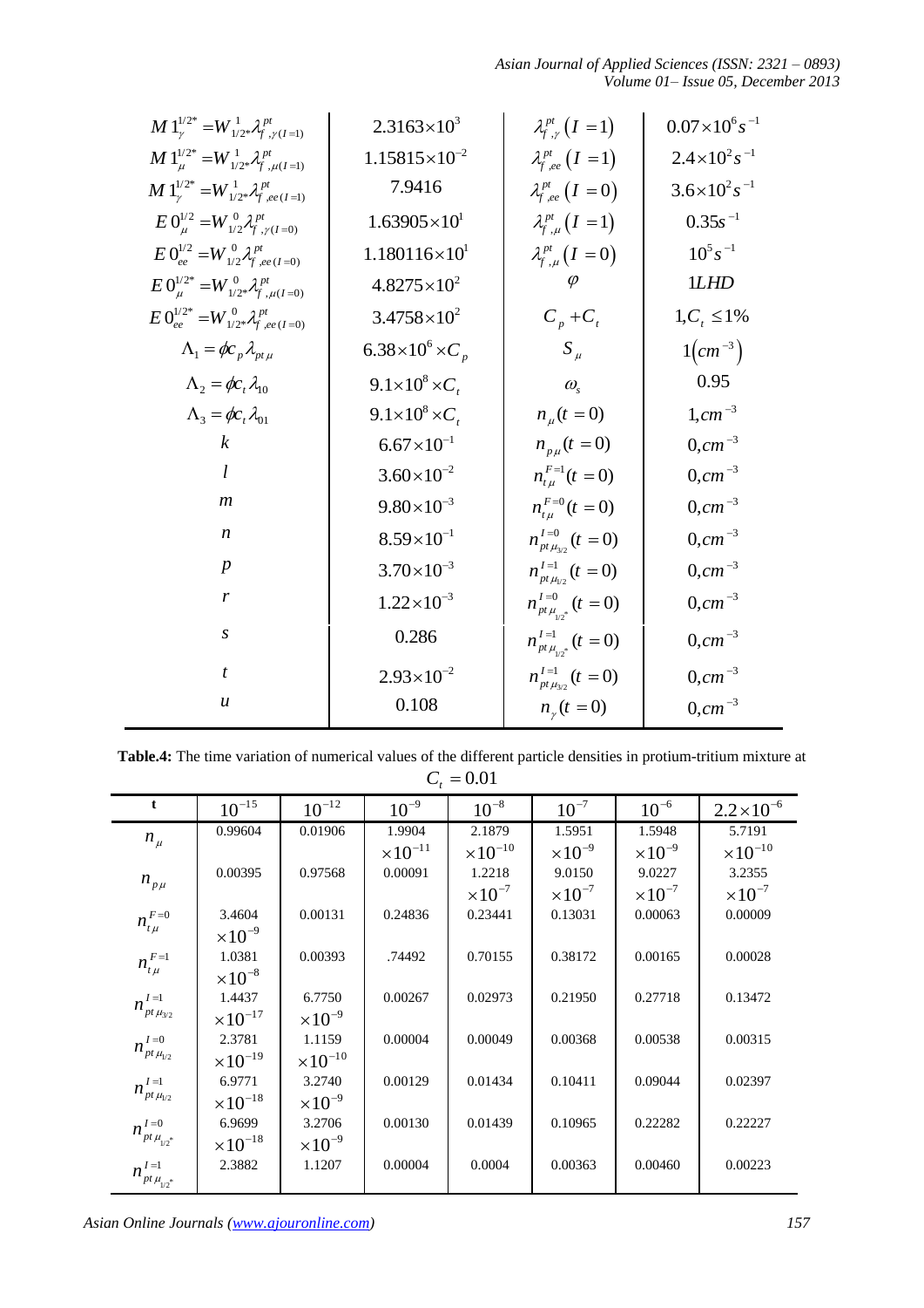| | | | |
|---|---|---|---|
| $M\,1_{\gamma}^{1/2^*} = W_{1/2^*}^{1} \lambda_{f,\gamma(I=1)}^{pt}$ | $2.3163\times10^{3}$ | $\lambda_{f,\gamma}^{pt}(I=1)$ | $0.07\times10^{6}s^{-1}$ |
| $M\,1_{\mu}^{1/2^*} = W_{1/2^*}^{1} \lambda_{f,\mu(I=1)}^{pt}$ | $1.15815\times10^{-2}$ | $\lambda_{f,ee}^{pt}(I=1)$ | $2.4\times10^{2}s^{-1}$ |
| $M\,1_{\gamma}^{1/2^*} = W_{1/2^*}^{1} \lambda_{f,ee(I=1)}^{pt}$ | 7.9416 | $\lambda_{f,ee}^{pt}(I=0)$ | $3.6\times10^{2}s^{-1}$ |
| $E\,0_{\mu}^{1/2} = W_{1/2}^{0} \lambda_{f,\gamma(I=0)}^{pt}$ | $1.63905\times10^{1}$ | $\lambda_{f,\mu}^{pt}(I=1)$ | $0.35s^{-1}$ |
| $E\,0_{ee}^{1/2} = W_{1/2}^{0} \lambda_{f,ee(I=0)}^{pt}$ | $1.180116\times10^{1}$ | $\lambda_{f,\mu}^{pt}(I=0)$ | $10^{5}s^{-1}$ |
| $E\,0_{\mu}^{1/2^*} = W_{1/2^*}^{0} \lambda_{f,\mu(I=0)}^{pt}$ | $4.8275\times10^{2}$ | $\varphi$ | 1LHD |
| $E\,0_{ee}^{1/2^*} = W_{1/2^*}^{0} \lambda_{f,ee(I=0)}^{pt}$ | $3.4758\times10^{2}$ | $C_p + C_t$ | $1, C_t \le 1\%$ |
| $\Lambda_1 = \phi c_p \lambda_{pt\mu}$ | $6.38\times10^{6}\times C_p$ | $S_{\mu}$ | $1(cm^{-3})$ |
| $\Lambda_2 = \phi c_t \lambda_{10}$ | $9.1\times10^{8}\times C_t$ | $\omega_s$ | 0.95 |
| $\Lambda_3 = \phi c_t \lambda_{01}$ | $9.1\times10^{8}\times C_t$ | $n_{\mu}(t=0)$ | $1, cm^{-3}$ |
| $k$ | $6.67\times10^{-1}$ | $n_{p\mu}(t=0)$ | $0, cm^{-3}$ |
| $l$ | $3.60\times10^{-2}$ | $n_{t\mu}^{F=1}(t=0)$ | $0, cm^{-3}$ |
| $m$ | $9.80\times10^{-3}$ | $n_{t\mu}^{F=0}(t=0)$ | $0, cm^{-3}$ |
| $n$ | $8.59\times10^{-1}$ | $n_{pt\mu_{3/2}}^{I=0}(t=0)$ | $0, cm^{-3}$ |
| $p$ | $3.70\times10^{-3}$ | $n_{pt\mu_{1/2}}^{I=1}(t=0)$ | $0, cm^{-3}$ |
| $r$ | $1.22\times10^{-3}$ | $n_{pt\mu_{1/2^*}}^{I=0}(t=0)$ | $0, cm^{-3}$ |
| $s$ | 0.286 | $n_{pt\mu_{1/2^*}}^{I=1}(t=0)$ | $0, cm^{-3}$ |
| $t$ | $2.93\times10^{-2}$ | $n_{pt\mu_{3/2}}^{I=1}(t=0)$ | $0, cm^{-3}$ |
| $u$ | 0.108 | $n_{\gamma}(t=0)$ | $0, cm^{-3}$ |

**Table.4:** The time variation of numerical values of the different particle densities in protium-tritium mixture at $C_t = 0.01$

| t | $10^{-15}$ | $10^{-12}$ | $10^{-9}$ | $10^{-8}$ | $10^{-7}$ | $10^{-6}$ | $2.2\times10^{-6}$ |
|---|---|---|---|---|---|---|---|
| $n_{\mu}$ | 0.99604 | 0.01906 | $1.9904\times10^{-11}$ | $2.1879\times10^{-10}$ | $1.5951\times10^{-9}$ | $1.5948\times10^{-9}$ | $5.7191\times10^{-10}$ |
| $n_{p\mu}$ | 0.00395 | 0.97568 | 0.00091 | $1.2218\times10^{-7}$ | $9.0150\times10^{-7}$ | $9.0227\times10^{-7}$ | $3.2355\times10^{-7}$ |
| $n_{t\mu}^{F=0}$ | $3.4604\times10^{-9}$ | 0.00131 | 0.24836 | 0.23441 | 0.13031 | 0.00063 | 0.00009 |
| $n_{t\mu}^{F=1}$ | $1.0381\times10^{-8}$ | 0.00393 | .74492 | 0.70155 | 0.38172 | 0.00165 | 0.00028 |
| $n_{pt\mu_{3/2}}^{I=1}$ | $1.4437\times10^{-17}$ | $6.7750\times10^{-9}$ | 0.00267 | 0.02973 | 0.21950 | 0.27718 | 0.13472 |
| $n_{pt\mu_{1/2}}^{I=0}$ | $2.3781\times10^{-19}$ | $1.1159\times10^{-10}$ | 0.00004 | 0.00049 | 0.00368 | 0.00538 | 0.00315 |
| $n_{pt\mu_{1/2}}^{I=1}$ | $6.9771\times10^{-18}$ | $3.2740\times10^{-9}$ | 0.00129 | 0.01434 | 0.10411 | 0.09044 | 0.02397 |
| $n_{pt\mu_{1/2^*}}^{I=0}$ | $6.9699\times10^{-18}$ | $3.2706\times10^{-9}$ | 0.00130 | 0.01439 | 0.10965 | 0.22282 | 0.22227 |
| $n_{pt\mu_{1/2^*}}^{I=1}$ | 2.3882 | 1.1207 | 0.00004 | 0.0004 | 0.00363 | 0.00460 | 0.00223 |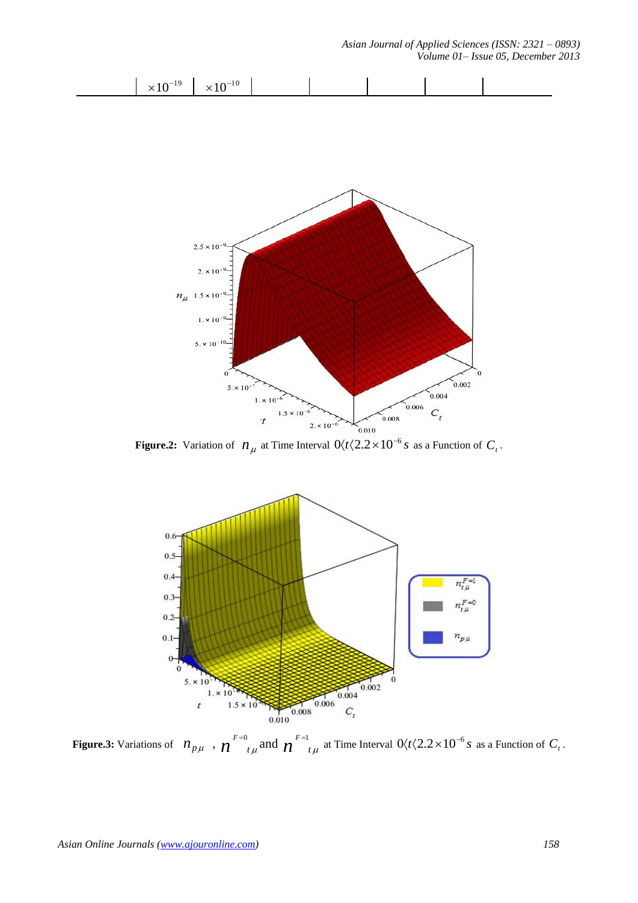| | $\times 10^{-19}$ | $\times 10^{-10}$ | | | | | |
|---|---|---|---|---|---|---|---|

**Figure.2:** Variation of $n_{\mu}$ at Time Interval $0 \langle t \langle 2.2 \times 10^{-6}\, s$ as a Function of $C_t$.

**Figure.3:** Variations of $n_{p\mu}$ , $n^{F=0}_{t\mu}$ and $n^{F=1}_{t\mu}$ at Time Interval $0 \langle t \langle 2.2 \times 10^{-6}\, s$ as a Function of $C_t$.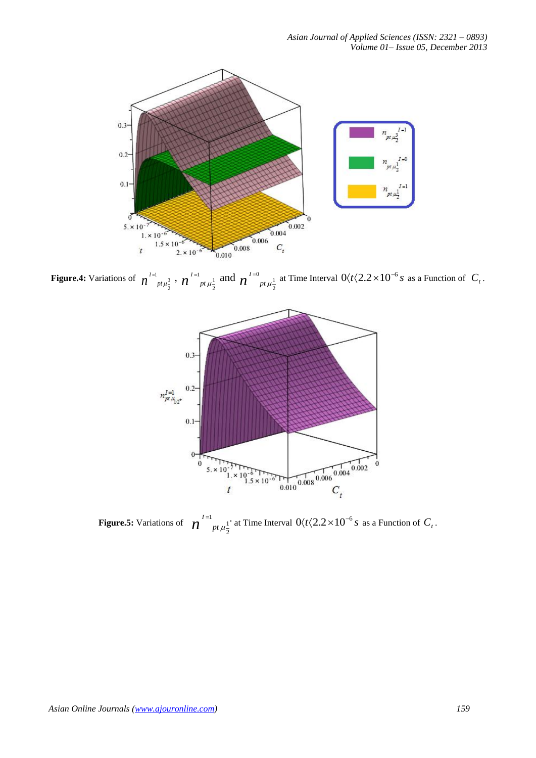**Figure.4:** Variations of $n^{I=1}_{pt\mu_{\frac{3}{2}}}$, $n^{I=1}_{pt\mu_{\frac{1}{2}}}$ and $n^{I=0}_{pt\mu_{\frac{1}{2}}}$ at Time Interval $0\langle t \langle 2.2\times10^{-6} s$ as a Function of $C_t$.

**Figure.5:** Variations of $n^{I=1}_{pt\mu_{\frac{1}{2}^+}}$ at Time Interval $0\langle t \langle 2.2\times10^{-6} s$ as a Function of $C_t$.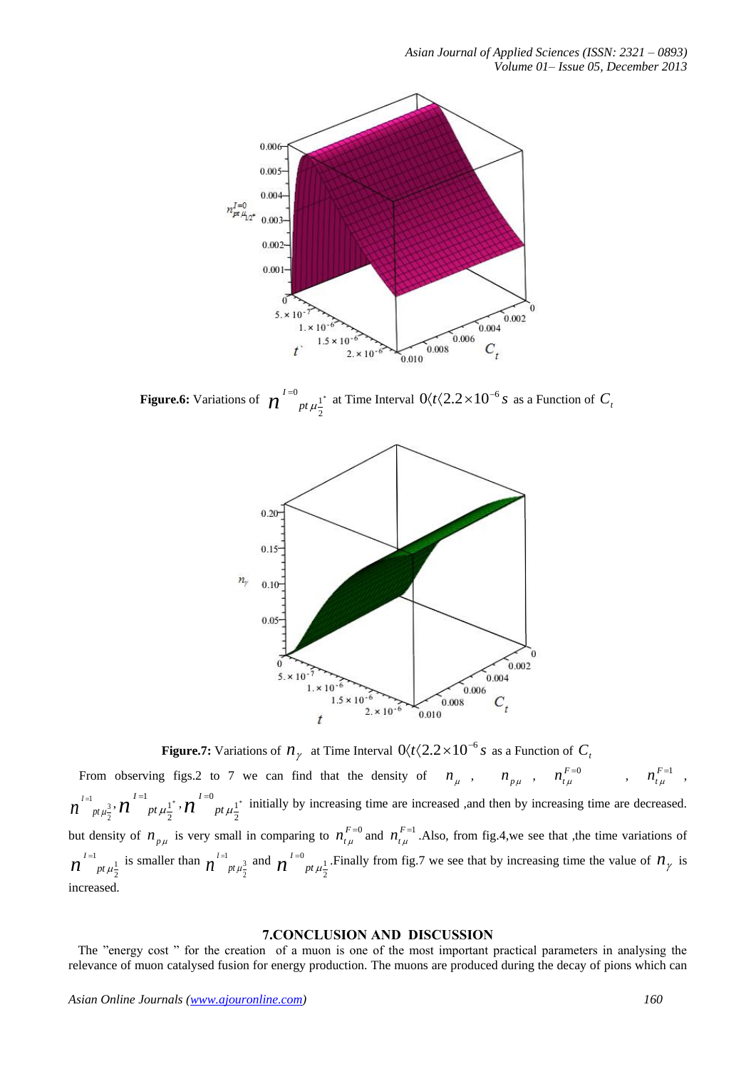**Figure.6:** Variations of $n^{I=0}_{pt\mu^{1^*}_{2}}$ at Time Interval $0\langle t\langle 2.2\times10^{-6}s$ as a Function of $C_t$

**Figure.7:** Variations of $n_{\gamma}$ at Time Interval $0\langle t\langle 2.2\times10^{-6}s$ as a Function of $C_t$

From observing figs.2 to 7 we can find that the density of $n_{\mu}$ , $n_{p\mu}$ , $n^{F=0}_{t\mu}$ , $n^{F=1}_{t\mu}$ , $n^{I=1}_{pt\mu^{3}_{2}}, n^{I=1}_{pt\mu^{1^*}_{2}}, n^{I=0}_{pt\mu^{1^*}_{2}}$ initially by increasing time are increased ,and then by increasing time are decreased. but density of $n_{p\mu}$ is very small in comparing to $n^{F=0}_{t\mu}$ and $n^{F=1}_{t\mu}$ .Also, from fig.4,we see that ,the time variations of $n^{I=1}_{pt\mu^{1}_{2}}$ is smaller than $n^{I=1}_{pt\mu^{3}_{2}}$ and $n^{I=0}_{pt\mu^{1}_{2}}$ .Finally from fig.7 we see that by increasing time the value of $n_{\gamma}$ is increased.

## 7.CONCLUSION AND DISCUSSION

The "energy cost " for the creation of a muon is one of the most important practical parameters in analysing the relevance of muon catalysed fusion for energy production. The muons are produced during the decay of pions which can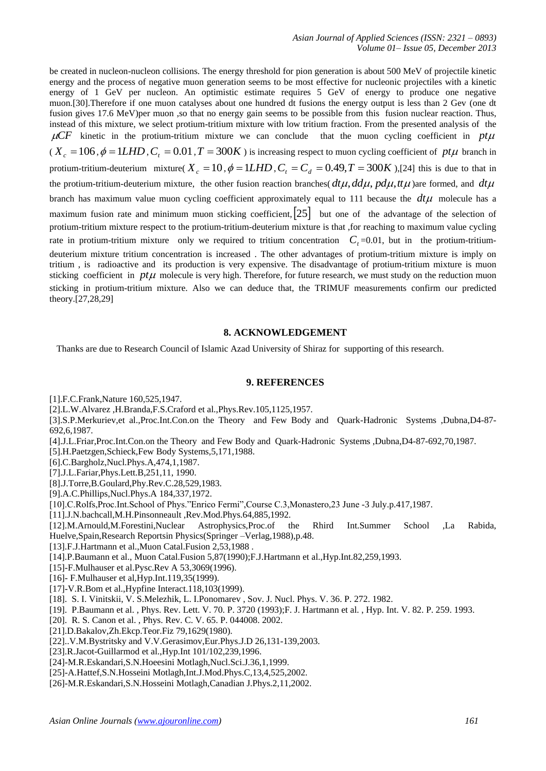be created in nucleon-nucleon collisions. The energy threshold for pion generation is about 500 MeV of projectile kinetic energy and the process of negative muon generation seems to be most effective for nucleonic projectiles with a kinetic energy of 1 GeV per nucleon. An optimistic estimate requires 5 GeV of energy to produce one negative muon.[30].Therefore if one muon catalyses about one hundred dt fusions the energy output is less than 2 Gev (one dt fusion gives 17.6 MeV)per muon ,so that no energy gain seems to be possible from this fusion nuclear reaction. Thus, instead of this mixture, we select protium-tritium mixture with low tritium fraction. From the presented analysis of the $\mu CF$ kinetic in the protium-tritium mixture we can conclude that the muon cycling coefficient in $pt\mu$ ( $X_c = 106, \phi = 1LHD, C_t = 0.01, T = 300K$ ) is increasing respect to muon cycling coefficient of $pt\mu$ branch in protium-tritium-deuterium mixture( $X_c = 10, \phi = 1LHD, C_t = C_d = 0.49, T = 300K$ ),[24] this is due to that in the protium-tritium-deuterium mixture, the other fusion reaction branches( $dt\mu, dd\mu, pd\mu, tt\mu$ )are formed, and $dt\mu$ branch has maximum value muon cycling coefficient approximately equal to 111 because the $dt\mu$ molecule has a maximum fusion rate and minimum muon sticking coefficient,[25] but one of the advantage of the selection of protium-tritium mixture respect to the protium-tritium-deuterium mixture is that ,for reaching to maximum value cycling rate in protium-tritium mixture only we required to tritium concentration $C_t$=0.01, but in the protium-tritium-deuterium mixture tritium concentration is increased . The other advantages of protium-tritium mixture is imply on tritium , is radioactive and its production is very expensive. The disadvantage of protium-tritium mixture is muon sticking coefficient in $pt\mu$ molecule is very high. Therefore, for future research, we must study on the reduction muon sticking in protium-tritium mixture. Also we can deduce that, the TRIMUF measurements confirm our predicted theory.[27,28,29]

## 8. ACKNOWLEDGEMENT

Thanks are due to Research Council of Islamic Azad University of Shiraz for supporting of this research.

## 9. REFERENCES

[1].F.C.Frank,Nature 160,525,1947.

[2].L.W.Alvarez ,H.Branda,F.S.Craford et al.,Phys.Rev.105,1125,1957.

[3].S.P.Merkuriev,et al.,Proc.Int.Con.on the Theory and Few Body and Quark-Hadronic Systems ,Dubna,D4-87-692,6,1987.

[4].J.L.Friar,Proc.Int.Con.on the Theory and Few Body and Quark-Hadronic Systems ,Dubna,D4-87-692,70,1987.

[5].H.Paetzgen,Schieck,Few Body Systems,5,171,1988.

[6].C.Bargholz,Nucl.Phys.A,474,1,1987.

[7].J.L.Fariar,Phys.Lett.B,251,11, 1990.

[8].J.Torre,B.Goulard,Phy.Rev.C.28,529,1983.

[9].A.C.Phillips,Nucl.Phys.A 184,337,1972.

[10].C.Rolfs,Proc.Int.School of Phys."Enrico Fermi",Course C.3,Monastero,23 June -3 July.p.417,1987.

[11].J.N.bachcall,M.H.Pinsonneault ,Rev.Mod.Phys.64,885,1992.

[12].M.Arnould,M.Forestini,Nuclear Astrophysics,Proc.of the Rhird Int.Summer School ,La Rabida, Huelve,Spain,Research Reportsin Physics(Springer –Verlag,1988),p.48.

[13].F.J.Hartmann et al.,Muon Catal.Fusion 2,53,1988 .

[14].P.Baumann et al., Muon Catal.Fusion 5,87(1990);F.J.Hartmann et al.,Hyp.Int.82,259,1993.

[15]-F.Mulhauser et al.Pysc.Rev A 53,3069(1996).

[16]- F.Mulhauser et al,Hyp.Int.119,35(1999).

[17]-V.R.Bom et al.,Hypfine Interact.118,103(1999).

[18]. S. I. Vinitskii, V. S.Melezhik, L. I.Ponomarev , Sov. J. Nucl. Phys. V. 36. P. 272. 1982.

[19]. P.Baumann et al. , Phys. Rev. Lett. V. 70. P. 3720 (1993);F. J. Hartmann et al. , Hyp. Int. V. 82. P. 259. 1993.

[20]. R. S. Canon et al. , Phys. Rev. C. V. 65. P. 044008. 2002.

[21].D.Bakalov,Zh.Ekcp.Teor.Fiz 79,1629(1980).

[22]..V.M.Bystritsky and V.V.Gerasimov,Eur.Phys.J.D 26,131-139,2003.

[23].R.Jacot-Guillarmod et al.,Hyp.Int 101/102,239,1996.

[24]-M.R.Eskandari,S.N.Hoeesini Motlagh,Nucl.Sci.J.36,1,1999.

[25]-A.Hattef,S.N.Hosseini Motlagh,Int.J.Mod.Phys.C,13,4,525,2002.

[26]-M.R.Eskandari,S.N.Hosseini Motlagh,Canadian J.Phys.2,11,2002.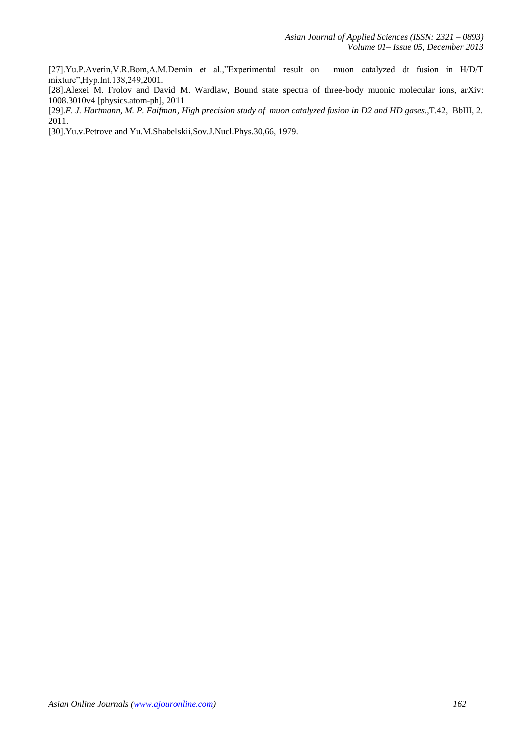[27].Yu.P.Averin,V.R.Bom,A.M.Demin et al.,"Experimental result on muon catalyzed dt fusion in H/D/T mixture",Hyp.Int.138,249,2001.

[28].Alexei M. Frolov and David M. Wardlaw, Bound state spectra of three-body muonic molecular ions, arXiv: 1008.3010v4 [physics.atom-ph], 2011

[29].*F. J. Hartmann, M. P. Faifman, High precision study of muon catalyzed fusion in D2 and HD gases.*,T.42, BbIII, 2. 2011.

[30].Yu.v.Petrove and Yu.M.Shabelskii,Sov.J.Nucl.Phys.30,66, 1979.